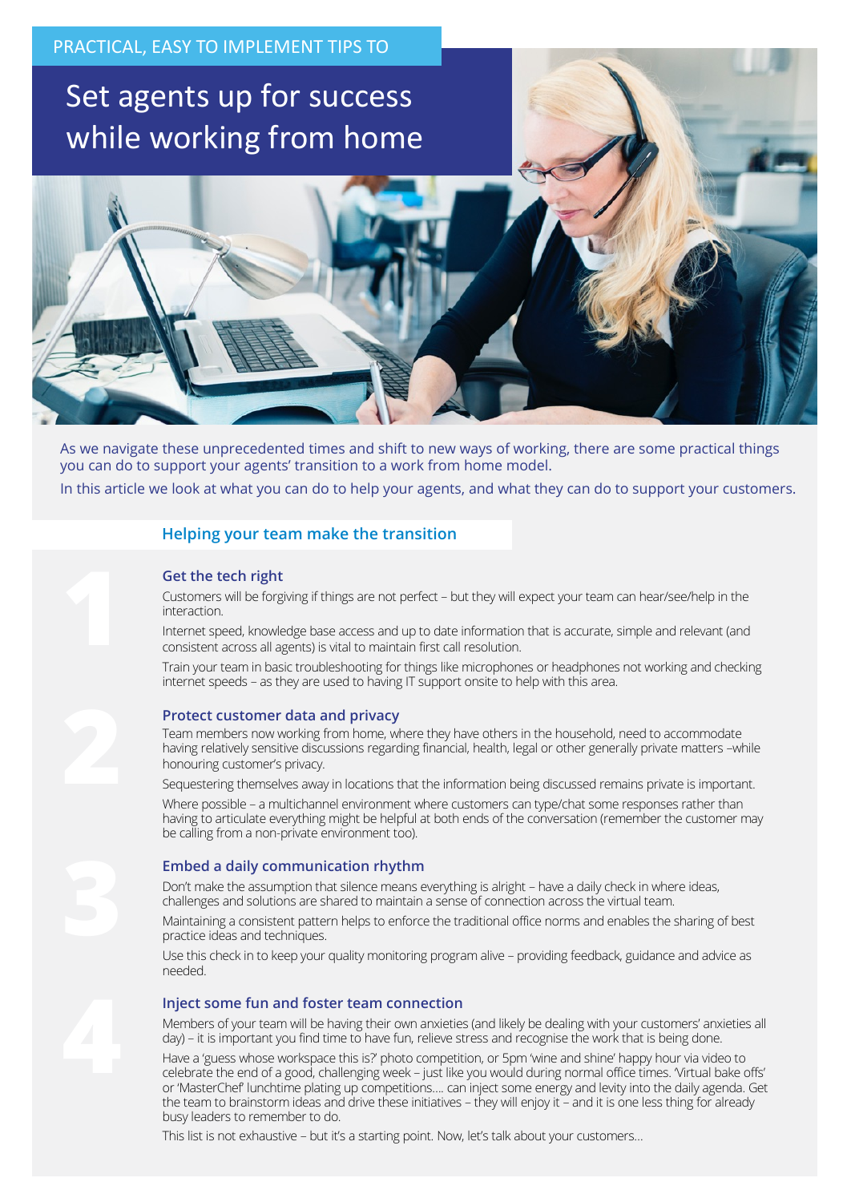PRACTICAL, EASY TO IMPLEMENT TIPS TO

# Set agents up for success while working from home

As we navigate these unprecedented times and shift to new ways of working, there are some practical things you can do to support your agents' transition to a work from home model.

In this article we look at what you can do to help your agents, and what they can do to support your customers.

## Helping your team make the transition

### 1 Get the tech right

Customers will be forgiving if things are not perfect – but they will expect your team can hear/see/help in the interaction.

Internet speed, knowledge base access and up to date information that is accurate, simple and relevant (and consistent across all agents) is vital to maintain first call resolution.

Train your team in basic troubleshooting for things like microphones or headphones not working and checking internet speeds – as they are used to having IT support onsite to help with this area.

### 2 Protect customer data and privacy

Team members now working from home, where they have others in the household, need to accommodate having relatively sensitive discussions regarding financial, health, legal or other generally private matters –while honouring customer's privacy.

Sequestering themselves away in locations that the information being discussed remains private is important.

Where possible – a multichannel environment where customers can type/chat some responses rather than having to articulate everything might be helpful at both ends of the conversation (remember the customer may be calling from a non-private environment too).

### 3 Embed a daily communication rhythm

Don't make the assumption that silence means everything is alright – have a daily check in where ideas, challenges and solutions are shared to maintain a sense of connection across the virtual team.

Maintaining a consistent pattern helps to enforce the traditional office norms and enables the sharing of best practice ideas and techniques.

Use this check in to keep your quality monitoring program alive – providing feedback, guidance and advice as needed.

### 4 Inject some fun and foster team connection

Members of your team will be having their own anxieties (and likely be dealing with your customers' anxieties all day) – it is important you find time to have fun, relieve stress and recognise the work that is being done.

Have a 'guess whose workspace this is?' photo competition, or 5pm 'wine and shine' happy hour via video to celebrate the end of a good, challenging week – just like you would during normal office times. 'Virtual bake offs' or 'MasterChef' lunchtime plating up competitions…. can inject some energy and levity into the daily agenda. Get the team to brainstorm ideas and drive these initiatives – they will enjoy it – and it is one less thing for already busy leaders to remember to do.

This list is not exhaustive – but it's a starting point. Now, let's talk about your customers…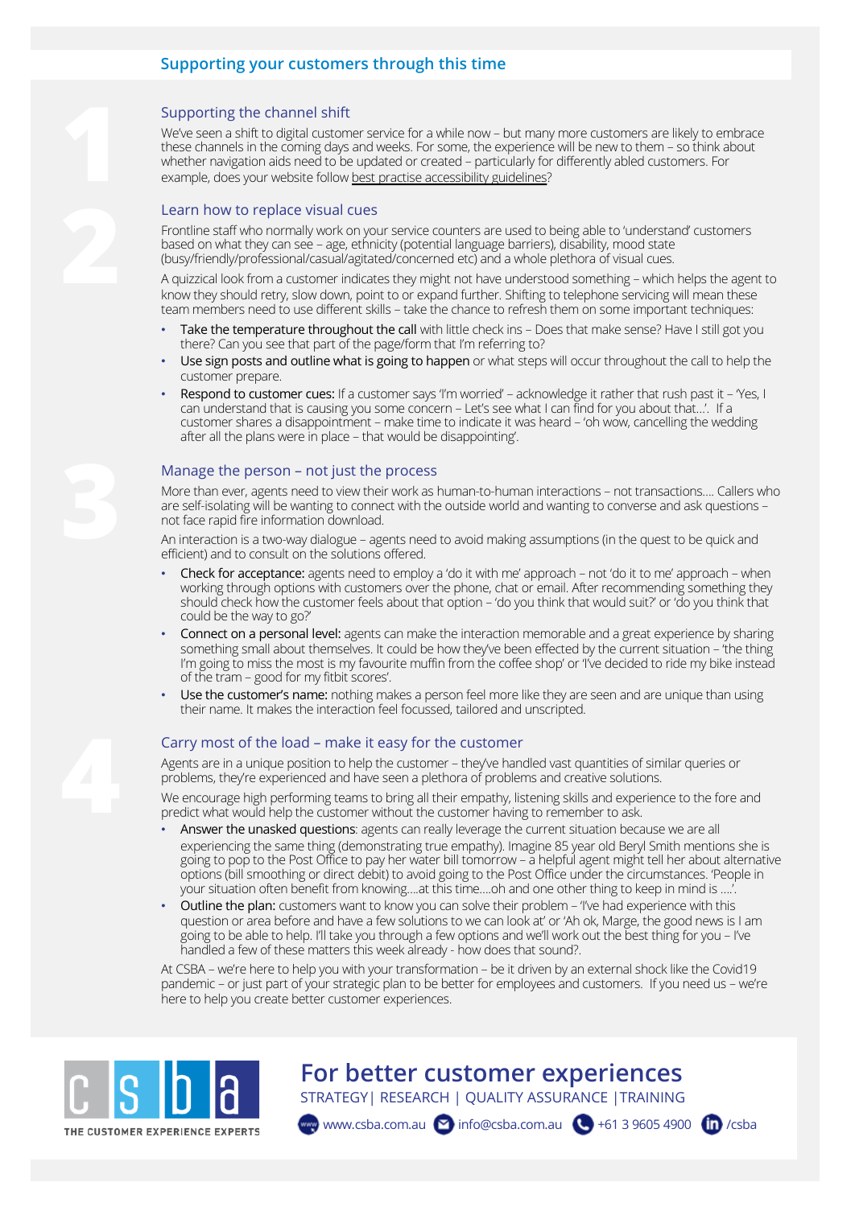## Supporting your customers through this time

### Supporting the channel shift

We've seen a shift to digital customer service for a while now – but many more customers are likely to embrace these channels in the coming days and weeks. For some, the experience will be new to them – so think about whether navigation aids need to be updated or created – particularly for differently abled customers. For example, does your website follow best practise accessibility guidelines?

### Learn how to replace visual cues

Frontline staff who normally work on your service counters are used to being able to 'understand' customers based on what they can see – age, ethnicity (potential language barriers), disability, mood state (busy/friendly/professional/casual/agitated/concerned etc) and a whole plethora of visual cues.

A quizzical look from a customer indicates they might not have understood something – which helps the agent to know they should retry, slow down, point to or expand further. Shifting to telephone servicing will mean these team members need to use different skills – take the chance to refresh them on some important techniques:

- Take the temperature throughout the call with little check ins – Does that make sense? Have I still got you there? Can you see that part of the page/form that I'm referring to?
- Use sign posts and outline what is going to happen or what steps will occur throughout the call to help the customer prepare.
- Respond to customer cues: If a customer says 'I'm worried' – acknowledge it rather that rush past it – 'Yes, I can understand that is causing you some concern – Let's see what I can find for you about that...'. If a customer shares a disappointment – make time to indicate it was heard – 'oh wow, cancelling the wedding after all the plans were in place – that would be disappointing'.

### Manage the person – not just the process

More than ever, agents need to view their work as human-to-human interactions – not transactions.... Callers who are self-isolating will be wanting to connect with the outside world and wanting to converse and ask questions – not face rapid fire information download.

An interaction is a two-way dialogue – agents need to avoid making assumptions (in the quest to be quick and efficient) and to consult on the solutions offered.

- Check for acceptance: agents need to employ a 'do it with me' approach – not 'do it to me' approach – when working through options with customers over the phone, chat or email. After recommending something they should check how the customer feels about that option – 'do you think that would suit?' or 'do you think that could be the way to go?'
- Connect on a personal level: agents can make the interaction memorable and a great experience by sharing something small about themselves. It could be how they've been effected by the current situation – 'the thing I'm going to miss the most is my favourite muffin from the coffee shop' or 'I've decided to ride my bike instead of the tram – good for my fitbit scores'.
- Use the customer's name: nothing makes a person feel more like they are seen and are unique than using their name. It makes the interaction feel focussed, tailored and unscripted.

### Carry most of the load – make it easy for the customer

Agents are in a unique position to help the customer – they've handled vast quantities of similar queries or problems, they're experienced and have seen a plethora of problems and creative solutions.

We encourage high performing teams to bring all their empathy, listening skills and experience to the fore and predict what would help the customer without the customer having to remember to ask.

- Answer the unasked questions: agents can really leverage the current situation because we are all experiencing the same thing (demonstrating true empathy). Imagine 85 year old Beryl Smith mentions she is going to pop to the Post Office to pay her water bill tomorrow – a helpful agent might tell her about alternative options (bill smoothing or direct debit) to avoid going to the Post Office under the circumstances. 'People in your situation often benefit from knowing....at this time....oh and one other thing to keep in mind is ....'.
- Outline the plan: customers want to know you can solve their problem – 'I've had experience with this question or area before and have a few solutions to we can look at' or 'Ah ok, Marge, the good news is I am going to be able to help. I'll take you through a few options and we'll work out the best thing for you – I've handled a few of these matters this week already - how does that sound?.

At CSBA – we're here to help you with your transformation – be it driven by an external shock like the Covid19 pandemic – or just part of your strategic plan to be better for employees and customers. If you need us – we're here to help you create better customer experiences.

c s b a
THE CUSTOMER EXPERIENCE EXPERTS

## For better customer experiences

STRATEGY | RESEARCH | QUALITY ASSURANCE | TRAINING

www.csba.com.au | info@csba.com.au | +61 3 9605 4900 | /csba